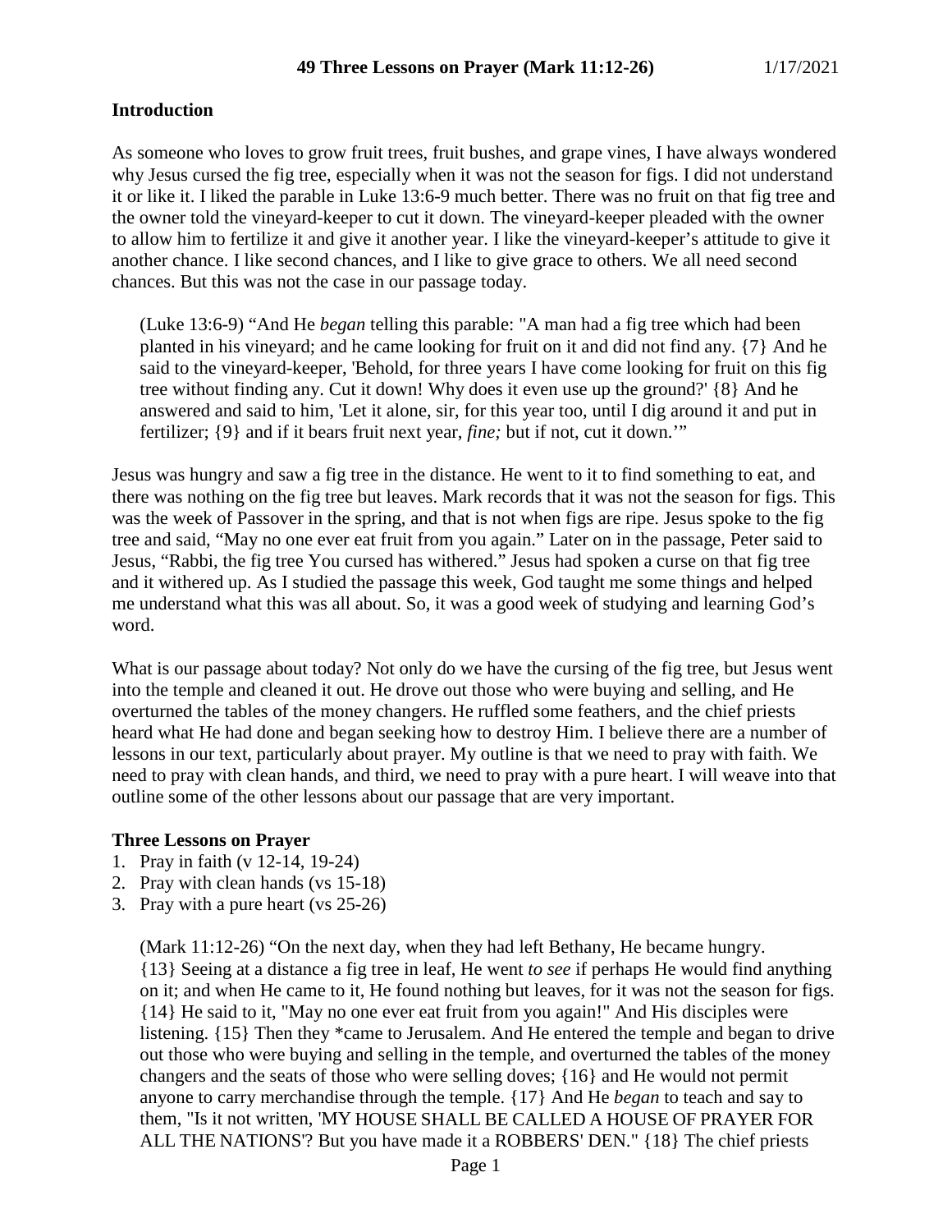**49 Three Lessons on Prayer (Mark 11:12-26)** 1/17/2021

## Introduction

As someone who loves to grow fruit trees, fruit bushes, and grape vines, I have always wondered why Jesus cursed the fig tree, especially when it was not the season for figs. I did not understand it or like it. I liked the parable in Luke 13:6-9 much better. There was no fruit on that fig tree and the owner told the vineyard-keeper to cut it down. The vineyard-keeper pleaded with the owner to allow him to fertilize it and give it another year. I like the vineyard-keeper's attitude to give it another chance. I like second chances, and I like to give grace to others. We all need second chances. But this was not the case in our passage today.

> (Luke 13:6-9) "And He *began* telling this parable: "A man had a fig tree which had been planted in his vineyard; and he came looking for fruit on it and did not find any. {7} And he said to the vineyard-keeper, 'Behold, for three years I have come looking for fruit on this fig tree without finding any. Cut it down! Why does it even use up the ground?' {8} And he answered and said to him, 'Let it alone, sir, for this year too, until I dig around it and put in fertilizer; {9} and if it bears fruit next year, *fine;* but if not, cut it down.'"

Jesus was hungry and saw a fig tree in the distance. He went to it to find something to eat, and there was nothing on the fig tree but leaves. Mark records that it was not the season for figs. This was the week of Passover in the spring, and that is not when figs are ripe. Jesus spoke to the fig tree and said, "May no one ever eat fruit from you again." Later on in the passage, Peter said to Jesus, "Rabbi, the fig tree You cursed has withered." Jesus had spoken a curse on that fig tree and it withered up. As I studied the passage this week, God taught me some things and helped me understand what this was all about. So, it was a good week of studying and learning God's word.

What is our passage about today? Not only do we have the cursing of the fig tree, but Jesus went into the temple and cleaned it out. He drove out those who were buying and selling, and He overturned the tables of the money changers. He ruffled some feathers, and the chief priests heard what He had done and began seeking how to destroy Him. I believe there are a number of lessons in our text, particularly about prayer. My outline is that we need to pray with faith. We need to pray with clean hands, and third, we need to pray with a pure heart. I will weave into that outline some of the other lessons about our passage that are very important.

**Three Lessons on Prayer**

1. Pray in faith (v 12-14, 19-24)
2. Pray with clean hands (vs 15-18)
3. Pray with a pure heart (vs 25-26)

> (Mark 11:12-26) "On the next day, when they had left Bethany, He became hungry. {13} Seeing at a distance a fig tree in leaf, He went *to see* if perhaps He would find anything on it; and when He came to it, He found nothing but leaves, for it was not the season for figs. {14} He said to it, "May no one ever eat fruit from you again!" And His disciples were listening. {15} Then they *came to Jerusalem. And He entered the temple and began to drive out those who were buying and selling in the temple, and overturned the tables of the money changers and the seats of those who were selling doves; {16} and He would not permit anyone to carry merchandise through the temple. {17} And He *began* to teach and say to them, "Is it not written, 'MY HOUSE SHALL BE CALLED A HOUSE OF PRAYER FOR ALL THE NATIONS'? But you have made it a ROBBERS' DEN." {18} The chief priests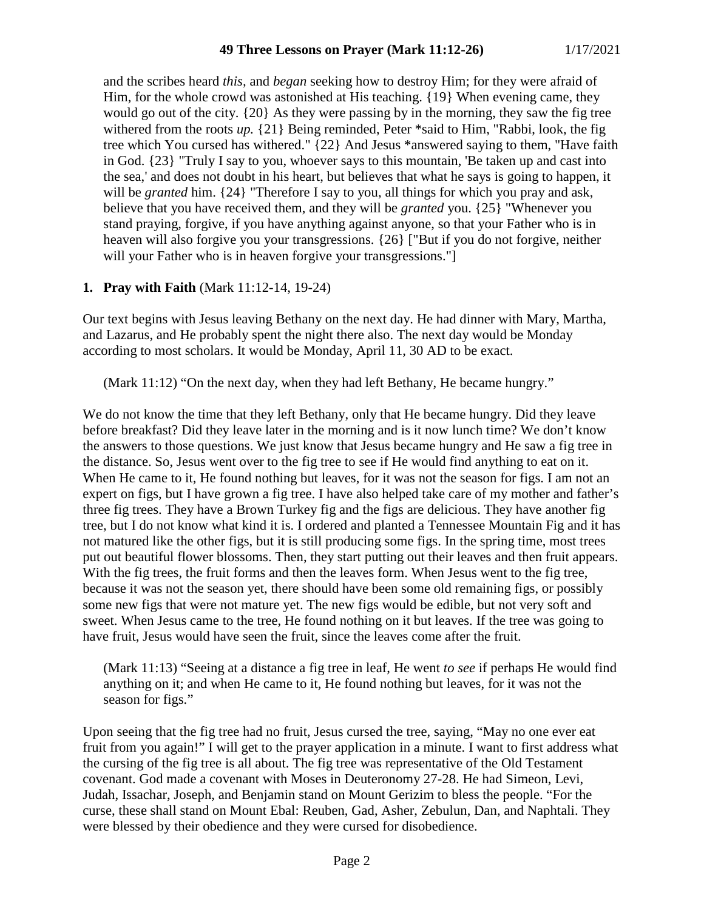and the scribes heard *this*, and *began* seeking how to destroy Him; for they were afraid of Him, for the whole crowd was astonished at His teaching. {19} When evening came, they would go out of the city. {20} As they were passing by in the morning, they saw the fig tree withered from the roots *up.* {21} Being reminded, Peter *said to Him, "Rabbi, look, the fig tree which You cursed has withered." {22} And Jesus *answered saying to them, "Have faith in God. {23} "Truly I say to you, whoever says to this mountain, 'Be taken up and cast into the sea,' and does not doubt in his heart, but believes that what he says is going to happen, it will be *granted* him. {24} "Therefore I say to you, all things for which you pray and ask, believe that you have received them, and they will be *granted* you. {25} "Whenever you stand praying, forgive, if you have anything against anyone, so that your Father who is in heaven will also forgive you your transgressions. {26} ["But if you do not forgive, neither will your Father who is in heaven forgive your transgressions."]

**1. Pray with Faith** (Mark 11:12-14, 19-24)

Our text begins with Jesus leaving Bethany on the next day. He had dinner with Mary, Martha, and Lazarus, and He probably spent the night there also. The next day would be Monday according to most scholars. It would be Monday, April 11, 30 AD to be exact.

> (Mark 11:12) "On the next day, when they had left Bethany, He became hungry."

We do not know the time that they left Bethany, only that He became hungry. Did they leave before breakfast? Did they leave later in the morning and is it now lunch time? We don't know the answers to those questions. We just know that Jesus became hungry and He saw a fig tree in the distance. So, Jesus went over to the fig tree to see if He would find anything to eat on it. When He came to it, He found nothing but leaves, for it was not the season for figs. I am not an expert on figs, but I have grown a fig tree. I have also helped take care of my mother and father's three fig trees. They have a Brown Turkey fig and the figs are delicious. They have another fig tree, but I do not know what kind it is. I ordered and planted a Tennessee Mountain Fig and it has not matured like the other figs, but it is still producing some figs. In the spring time, most trees put out beautiful flower blossoms. Then, they start putting out their leaves and then fruit appears. With the fig trees, the fruit forms and then the leaves form. When Jesus went to the fig tree, because it was not the season yet, there should have been some old remaining figs, or possibly some new figs that were not mature yet. The new figs would be edible, but not very soft and sweet. When Jesus came to the tree, He found nothing on it but leaves. If the tree was going to have fruit, Jesus would have seen the fruit, since the leaves come after the fruit.

> (Mark 11:13) "Seeing at a distance a fig tree in leaf, He went *to see* if perhaps He would find anything on it; and when He came to it, He found nothing but leaves, for it was not the season for figs."

Upon seeing that the fig tree had no fruit, Jesus cursed the tree, saying, "May no one ever eat fruit from you again!" I will get to the prayer application in a minute. I want to first address what the cursing of the fig tree is all about. The fig tree was representative of the Old Testament covenant. God made a covenant with Moses in Deuteronomy 27-28. He had Simeon, Levi, Judah, Issachar, Joseph, and Benjamin stand on Mount Gerizim to bless the people. "For the curse, these shall stand on Mount Ebal: Reuben, Gad, Asher, Zebulun, Dan, and Naphtali. They were blessed by their obedience and they were cursed for disobedience.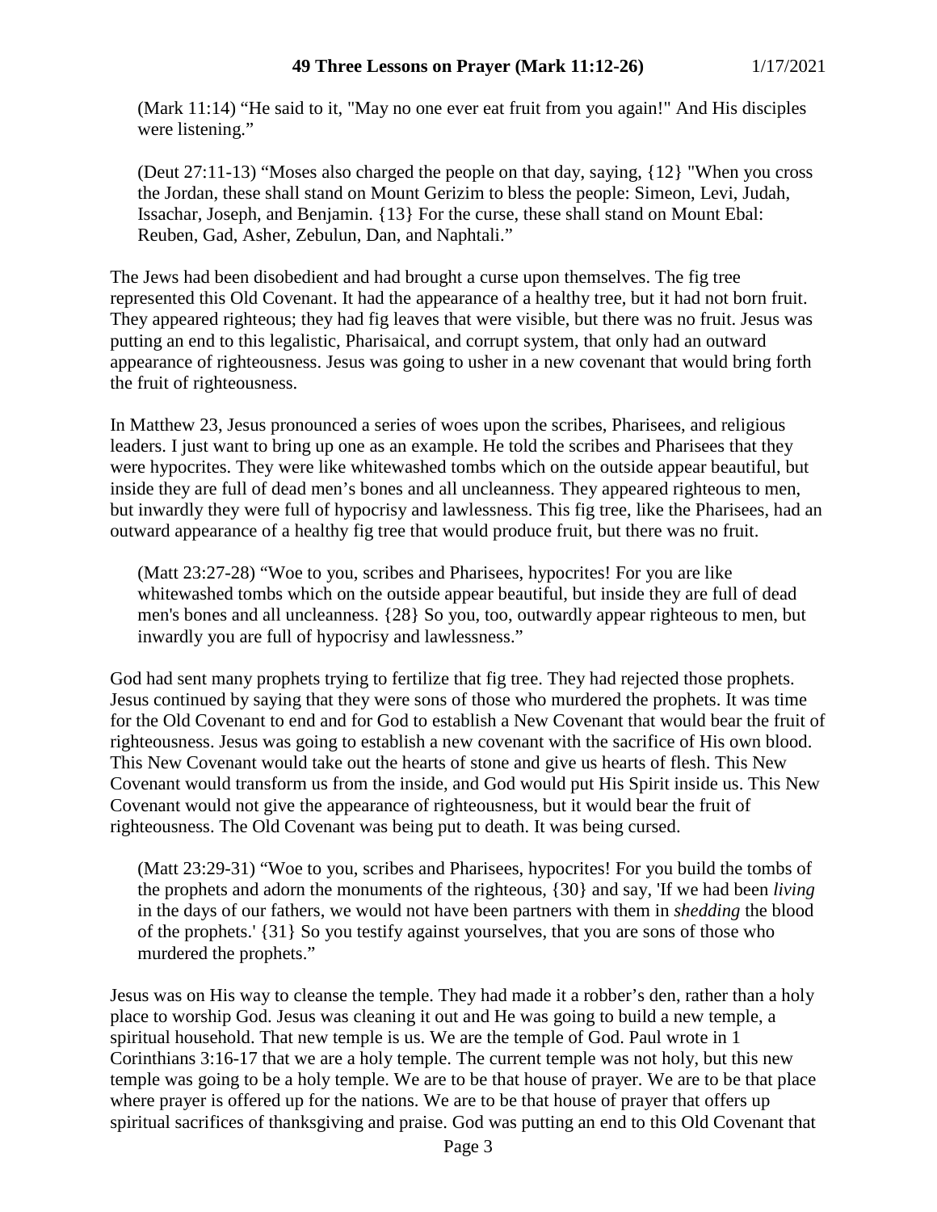(Mark 11:14) "He said to it, "May no one ever eat fruit from you again!" And His disciples were listening."

(Deut 27:11-13) "Moses also charged the people on that day, saying, {12} "When you cross the Jordan, these shall stand on Mount Gerizim to bless the people: Simeon, Levi, Judah, Issachar, Joseph, and Benjamin. {13} For the curse, these shall stand on Mount Ebal: Reuben, Gad, Asher, Zebulun, Dan, and Naphtali."

The Jews had been disobedient and had brought a curse upon themselves. The fig tree represented this Old Covenant. It had the appearance of a healthy tree, but it had not born fruit. They appeared righteous; they had fig leaves that were visible, but there was no fruit. Jesus was putting an end to this legalistic, Pharisaical, and corrupt system, that only had an outward appearance of righteousness. Jesus was going to usher in a new covenant that would bring forth the fruit of righteousness.

In Matthew 23, Jesus pronounced a series of woes upon the scribes, Pharisees, and religious leaders. I just want to bring up one as an example. He told the scribes and Pharisees that they were hypocrites. They were like whitewashed tombs which on the outside appear beautiful, but inside they are full of dead men's bones and all uncleanness. They appeared righteous to men, but inwardly they were full of hypocrisy and lawlessness. This fig tree, like the Pharisees, had an outward appearance of a healthy fig tree that would produce fruit, but there was no fruit.

(Matt 23:27-28) "Woe to you, scribes and Pharisees, hypocrites! For you are like whitewashed tombs which on the outside appear beautiful, but inside they are full of dead men's bones and all uncleanness. {28} So you, too, outwardly appear righteous to men, but inwardly you are full of hypocrisy and lawlessness."

God had sent many prophets trying to fertilize that fig tree. They had rejected those prophets. Jesus continued by saying that they were sons of those who murdered the prophets. It was time for the Old Covenant to end and for God to establish a New Covenant that would bear the fruit of righteousness. Jesus was going to establish a new covenant with the sacrifice of His own blood. This New Covenant would take out the hearts of stone and give us hearts of flesh. This New Covenant would transform us from the inside, and God would put His Spirit inside us. This New Covenant would not give the appearance of righteousness, but it would bear the fruit of righteousness. The Old Covenant was being put to death. It was being cursed.

(Matt 23:29-31) "Woe to you, scribes and Pharisees, hypocrites! For you build the tombs of the prophets and adorn the monuments of the righteous, {30} and say, 'If we had been *living* in the days of our fathers, we would not have been partners with them in *shedding* the blood of the prophets.' {31} So you testify against yourselves, that you are sons of those who murdered the prophets."

Jesus was on His way to cleanse the temple. They had made it a robber's den, rather than a holy place to worship God. Jesus was cleaning it out and He was going to build a new temple, a spiritual household. That new temple is us. We are the temple of God. Paul wrote in 1 Corinthians 3:16-17 that we are a holy temple. The current temple was not holy, but this new temple was going to be a holy temple. We are to be that house of prayer. We are to be that place where prayer is offered up for the nations. We are to be that house of prayer that offers up spiritual sacrifices of thanksgiving and praise. God was putting an end to this Old Covenant that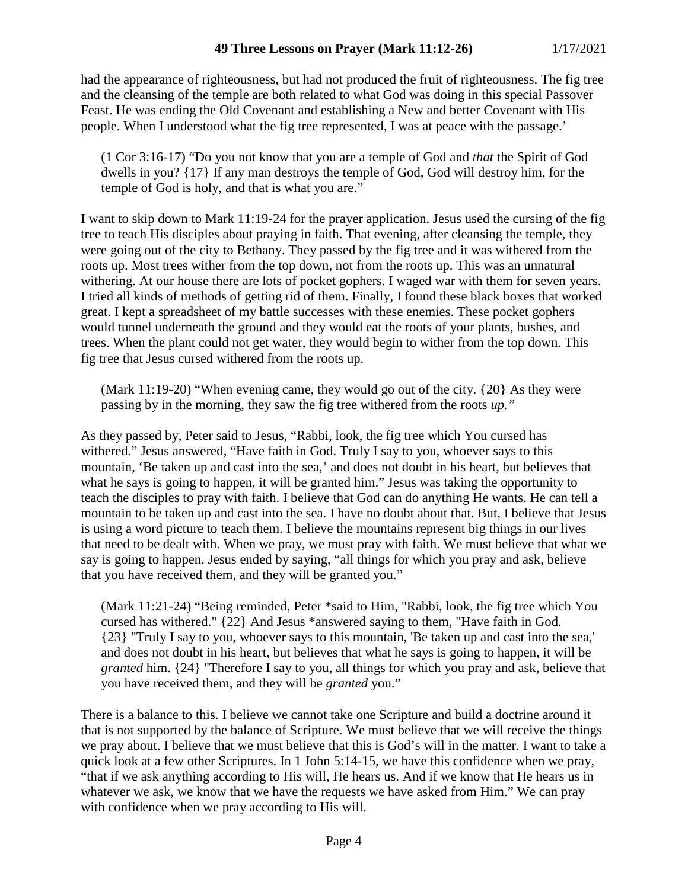had the appearance of righteousness, but had not produced the fruit of righteousness. The fig tree and the cleansing of the temple are both related to what God was doing in this special Passover Feast. He was ending the Old Covenant and establishing a New and better Covenant with His people. When I understood what the fig tree represented, I was at peace with the passage.'

> (1 Cor 3:16-17) "Do you not know that you are a temple of God and *that* the Spirit of God dwells in you? {17} If any man destroys the temple of God, God will destroy him, for the temple of God is holy, and that is what you are."

I want to skip down to Mark 11:19-24 for the prayer application. Jesus used the cursing of the fig tree to teach His disciples about praying in faith. That evening, after cleansing the temple, they were going out of the city to Bethany. They passed by the fig tree and it was withered from the roots up. Most trees wither from the top down, not from the roots up. This was an unnatural withering. At our house there are lots of pocket gophers. I waged war with them for seven years. I tried all kinds of methods of getting rid of them. Finally, I found these black boxes that worked great. I kept a spreadsheet of my battle successes with these enemies. These pocket gophers would tunnel underneath the ground and they would eat the roots of your plants, bushes, and trees. When the plant could not get water, they would begin to wither from the top down. This fig tree that Jesus cursed withered from the roots up.

> (Mark 11:19-20) "When evening came, they would go out of the city. {20} As they were passing by in the morning, they saw the fig tree withered from the roots *up."*

As they passed by, Peter said to Jesus, "Rabbi, look, the fig tree which You cursed has withered." Jesus answered, "Have faith in God. Truly I say to you, whoever says to this mountain, 'Be taken up and cast into the sea,' and does not doubt in his heart, but believes that what he says is going to happen, it will be granted him." Jesus was taking the opportunity to teach the disciples to pray with faith. I believe that God can do anything He wants. He can tell a mountain to be taken up and cast into the sea. I have no doubt about that. But, I believe that Jesus is using a word picture to teach them. I believe the mountains represent big things in our lives that need to be dealt with. When we pray, we must pray with faith. We must believe that what we say is going to happen. Jesus ended by saying, "all things for which you pray and ask, believe that you have received them, and they will be granted you."

> (Mark 11:21-24) "Being reminded, Peter *said to Him, "Rabbi, look, the fig tree which You cursed has withered." {22} And Jesus *answered saying to them, "Have faith in God. {23} "Truly I say to you, whoever says to this mountain, 'Be taken up and cast into the sea,' and does not doubt in his heart, but believes that what he says is going to happen, it will be *granted* him. {24} "Therefore I say to you, all things for which you pray and ask, believe that you have received them, and they will be *granted* you."

There is a balance to this. I believe we cannot take one Scripture and build a doctrine around it that is not supported by the balance of Scripture. We must believe that we will receive the things we pray about. I believe that we must believe that this is God's will in the matter. I want to take a quick look at a few other Scriptures. In 1 John 5:14-15, we have this confidence when we pray, "that if we ask anything according to His will, He hears us. And if we know that He hears us in whatever we ask, we know that we have the requests we have asked from Him." We can pray with confidence when we pray according to His will.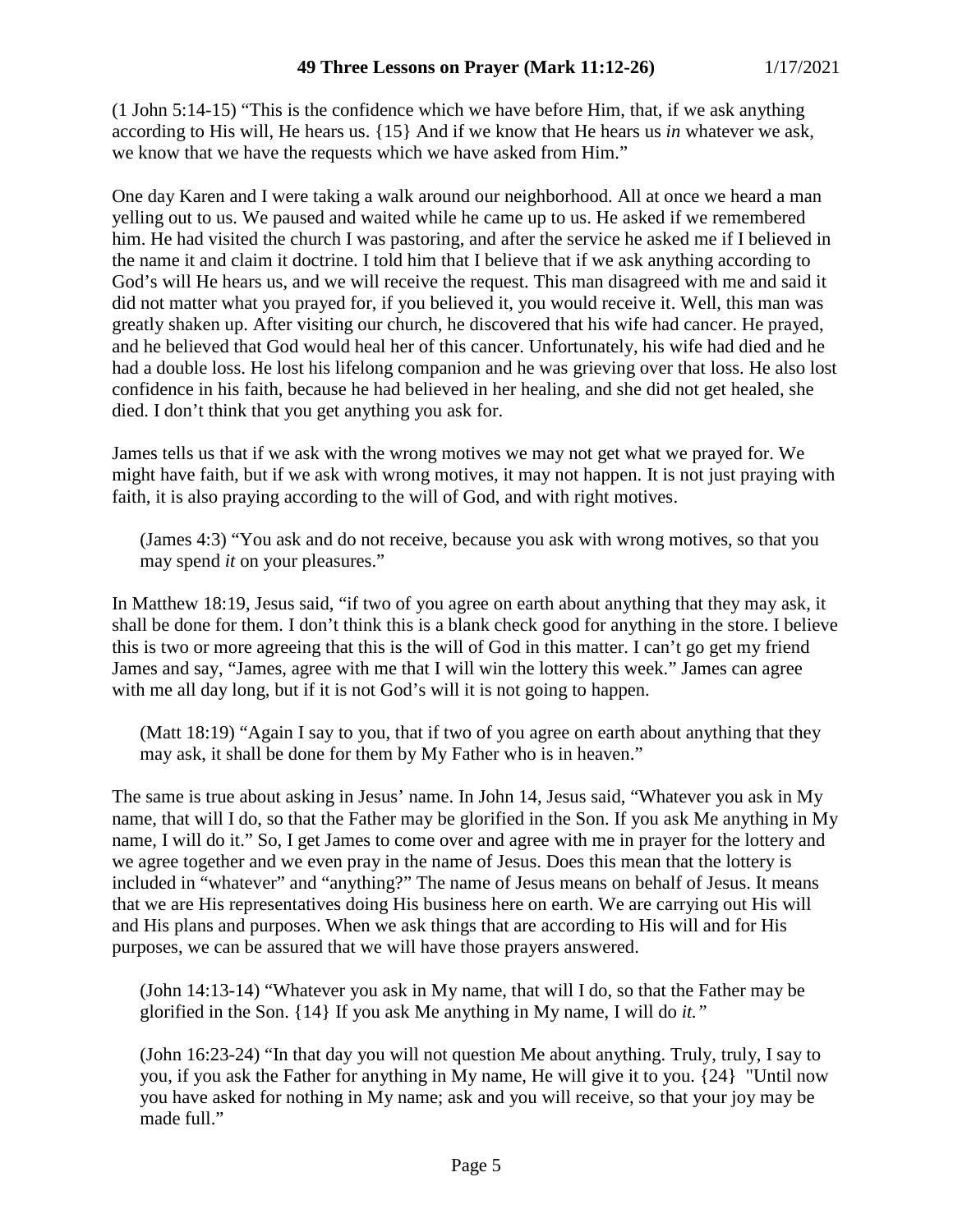(1 John 5:14-15) “This is the confidence which we have before Him, that, if we ask anything according to His will, He hears us. {15} And if we know that He hears us *in* whatever we ask, we know that we have the requests which we have asked from Him.”

One day Karen and I were taking a walk around our neighborhood. All at once we heard a man yelling out to us. We paused and waited while he came up to us. He asked if we remembered him. He had visited the church I was pastoring, and after the service he asked me if I believed in the name it and claim it doctrine. I told him that I believe that if we ask anything according to God’s will He hears us, and we will receive the request. This man disagreed with me and said it did not matter what you prayed for, if you believed it, you would receive it. Well, this man was greatly shaken up. After visiting our church, he discovered that his wife had cancer. He prayed, and he believed that God would heal her of this cancer. Unfortunately, his wife had died and he had a double loss. He lost his lifelong companion and he was grieving over that loss. He also lost confidence in his faith, because he had believed in her healing, and she did not get healed, she died. I don’t think that you get anything you ask for.

James tells us that if we ask with the wrong motives we may not get what we prayed for. We might have faith, but if we ask with wrong motives, it may not happen. It is not just praying with faith, it is also praying according to the will of God, and with right motives.

> (James 4:3) “You ask and do not receive, because you ask with wrong motives, so that you may spend *it* on your pleasures.”

In Matthew 18:19, Jesus said, “if two of you agree on earth about anything that they may ask, it shall be done for them. I don’t think this is a blank check good for anything in the store. I believe this is two or more agreeing that this is the will of God in this matter. I can’t go get my friend James and say, “James, agree with me that I will win the lottery this week.” James can agree with me all day long, but if it is not God’s will it is not going to happen.

> (Matt 18:19) “Again I say to you, that if two of you agree on earth about anything that they may ask, it shall be done for them by My Father who is in heaven.”

The same is true about asking in Jesus’ name. In John 14, Jesus said, “Whatever you ask in My name, that will I do, so that the Father may be glorified in the Son. If you ask Me anything in My name, I will do it.” So, I get James to come over and agree with me in prayer for the lottery and we agree together and we even pray in the name of Jesus. Does this mean that the lottery is included in “whatever” and “anything?” The name of Jesus means on behalf of Jesus. It means that we are His representatives doing His business here on earth. We are carrying out His will and His plans and purposes. When we ask things that are according to His will and for His purposes, we can be assured that we will have those prayers answered.

> (John 14:13-14) “Whatever you ask in My name, that will I do, so that the Father may be glorified in the Son. {14} If you ask Me anything in My name, I will do *it.”*

> (John 16:23-24) “In that day you will not question Me about anything. Truly, truly, I say to you, if you ask the Father for anything in My name, He will give it to you. {24} "Until now you have asked for nothing in My name; ask and you will receive, so that your joy may be made full.”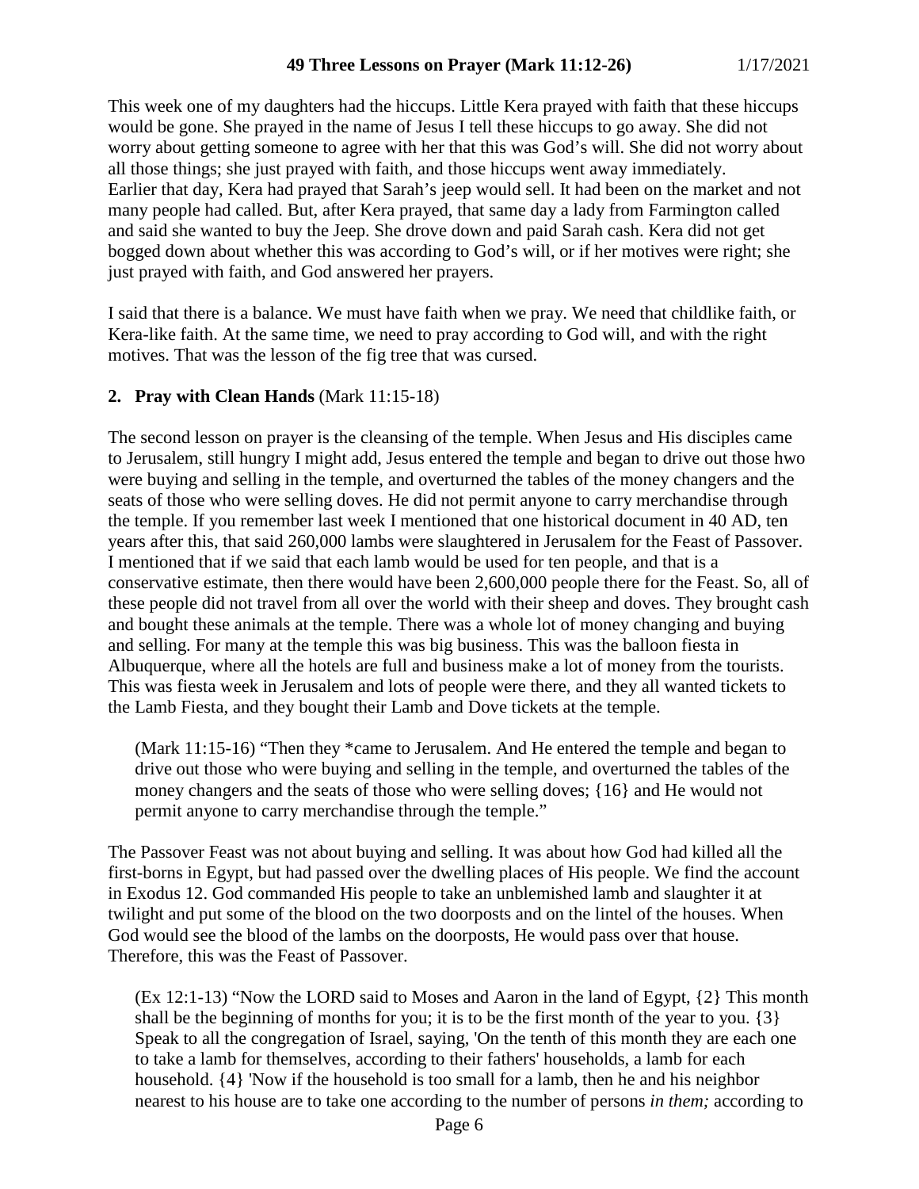This week one of my daughters had the hiccups. Little Kera prayed with faith that these hiccups would be gone. She prayed in the name of Jesus I tell these hiccups to go away. She did not worry about getting someone to agree with her that this was God's will. She did not worry about all those things; she just prayed with faith, and those hiccups went away immediately.
Earlier that day, Kera had prayed that Sarah's jeep would sell. It had been on the market and not many people had called. But, after Kera prayed, that same day a lady from Farmington called and said she wanted to buy the Jeep. She drove down and paid Sarah cash. Kera did not get bogged down about whether this was according to God's will, or if her motives were right; she just prayed with faith, and God answered her prayers.

I said that there is a balance. We must have faith when we pray. We need that childlike faith, or Kera-like faith. At the same time, we need to pray according to God will, and with the right motives. That was the lesson of the fig tree that was cursed.

**2. Pray with Clean Hands** (Mark 11:15-18)

The second lesson on prayer is the cleansing of the temple. When Jesus and His disciples came to Jerusalem, still hungry I might add, Jesus entered the temple and began to drive out those hwo were buying and selling in the temple, and overturned the tables of the money changers and the seats of those who were selling doves. He did not permit anyone to carry merchandise through the temple. If you remember last week I mentioned that one historical document in 40 AD, ten years after this, that said 260,000 lambs were slaughtered in Jerusalem for the Feast of Passover. I mentioned that if we said that each lamb would be used for ten people, and that is a conservative estimate, then there would have been 2,600,000 people there for the Feast. So, all of these people did not travel from all over the world with their sheep and doves. They brought cash and bought these animals at the temple. There was a whole lot of money changing and buying and selling. For many at the temple this was big business. This was the balloon fiesta in Albuquerque, where all the hotels are full and business make a lot of money from the tourists. This was fiesta week in Jerusalem and lots of people were there, and they all wanted tickets to the Lamb Fiesta, and they bought their Lamb and Dove tickets at the temple.

> (Mark 11:15-16) "Then they *came to Jerusalem. And He entered the temple and began to drive out those who were buying and selling in the temple, and overturned the tables of the money changers and the seats of those who were selling doves; {16} and He would not permit anyone to carry merchandise through the temple."

The Passover Feast was not about buying and selling. It was about how God had killed all the first-borns in Egypt, but had passed over the dwelling places of His people. We find the account in Exodus 12. God commanded His people to take an unblemished lamb and slaughter it at twilight and put some of the blood on the two doorposts and on the lintel of the houses. When God would see the blood of the lambs on the doorposts, He would pass over that house. Therefore, this was the Feast of Passover.

> (Ex 12:1-13) "Now the LORD said to Moses and Aaron in the land of Egypt, {2} This month shall be the beginning of months for you; it is to be the first month of the year to you. {3} Speak to all the congregation of Israel, saying, 'On the tenth of this month they are each one to take a lamb for themselves, according to their fathers' households, a lamb for each household. {4} 'Now if the household is too small for a lamb, then he and his neighbor nearest to his house are to take one according to the number of persons *in them;* according to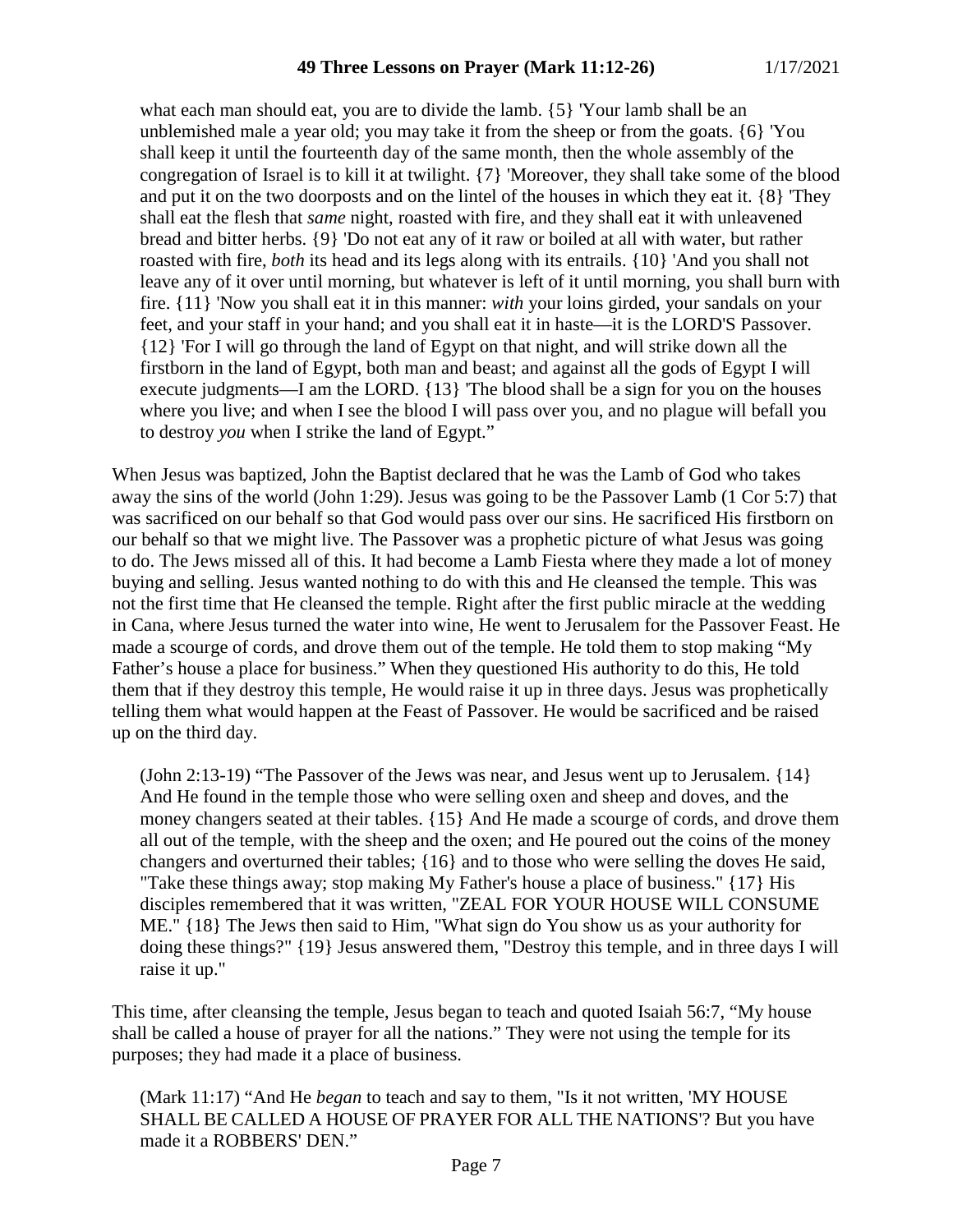what each man should eat, you are to divide the lamb. {5} 'Your lamb shall be an unblemished male a year old; you may take it from the sheep or from the goats. {6} 'You shall keep it until the fourteenth day of the same month, then the whole assembly of the congregation of Israel is to kill it at twilight. {7} 'Moreover, they shall take some of the blood and put it on the two doorposts and on the lintel of the houses in which they eat it. {8} 'They shall eat the flesh that *same* night, roasted with fire, and they shall eat it with unleavened bread and bitter herbs. {9} 'Do not eat any of it raw or boiled at all with water, but rather roasted with fire, *both* its head and its legs along with its entrails. {10} 'And you shall not leave any of it over until morning, but whatever is left of it until morning, you shall burn with fire. {11} 'Now you shall eat it in this manner: *with* your loins girded, your sandals on your feet, and your staff in your hand; and you shall eat it in haste—it is the LORD'S Passover. {12} 'For I will go through the land of Egypt on that night, and will strike down all the firstborn in the land of Egypt, both man and beast; and against all the gods of Egypt I will execute judgments—I am the LORD. {13} 'The blood shall be a sign for you on the houses where you live; and when I see the blood I will pass over you, and no plague will befall you to destroy *you* when I strike the land of Egypt."

When Jesus was baptized, John the Baptist declared that he was the Lamb of God who takes away the sins of the world (John 1:29). Jesus was going to be the Passover Lamb (1 Cor 5:7) that was sacrificed on our behalf so that God would pass over our sins. He sacrificed His firstborn on our behalf so that we might live. The Passover was a prophetic picture of what Jesus was going to do. The Jews missed all of this. It had become a Lamb Fiesta where they made a lot of money buying and selling. Jesus wanted nothing to do with this and He cleansed the temple. This was not the first time that He cleansed the temple. Right after the first public miracle at the wedding in Cana, where Jesus turned the water into wine, He went to Jerusalem for the Passover Feast. He made a scourge of cords, and drove them out of the temple. He told them to stop making "My Father's house a place for business." When they questioned His authority to do this, He told them that if they destroy this temple, He would raise it up in three days. Jesus was prophetically telling them what would happen at the Feast of Passover. He would be sacrificed and be raised up on the third day.

(John 2:13-19) "The Passover of the Jews was near, and Jesus went up to Jerusalem. {14} And He found in the temple those who were selling oxen and sheep and doves, and the money changers seated at their tables. {15} And He made a scourge of cords, and drove them all out of the temple, with the sheep and the oxen; and He poured out the coins of the money changers and overturned their tables; {16} and to those who were selling the doves He said, "Take these things away; stop making My Father's house a place of business." {17} His disciples remembered that it was written, "ZEAL FOR YOUR HOUSE WILL CONSUME ME." {18} The Jews then said to Him, "What sign do You show us as your authority for doing these things?" {19} Jesus answered them, "Destroy this temple, and in three days I will raise it up."

This time, after cleansing the temple, Jesus began to teach and quoted Isaiah 56:7, "My house shall be called a house of prayer for all the nations." They were not using the temple for its purposes; they had made it a place of business.

(Mark 11:17) "And He *began* to teach and say to them, "Is it not written, 'MY HOUSE SHALL BE CALLED A HOUSE OF PRAYER FOR ALL THE NATIONS'? But you have made it a ROBBERS' DEN."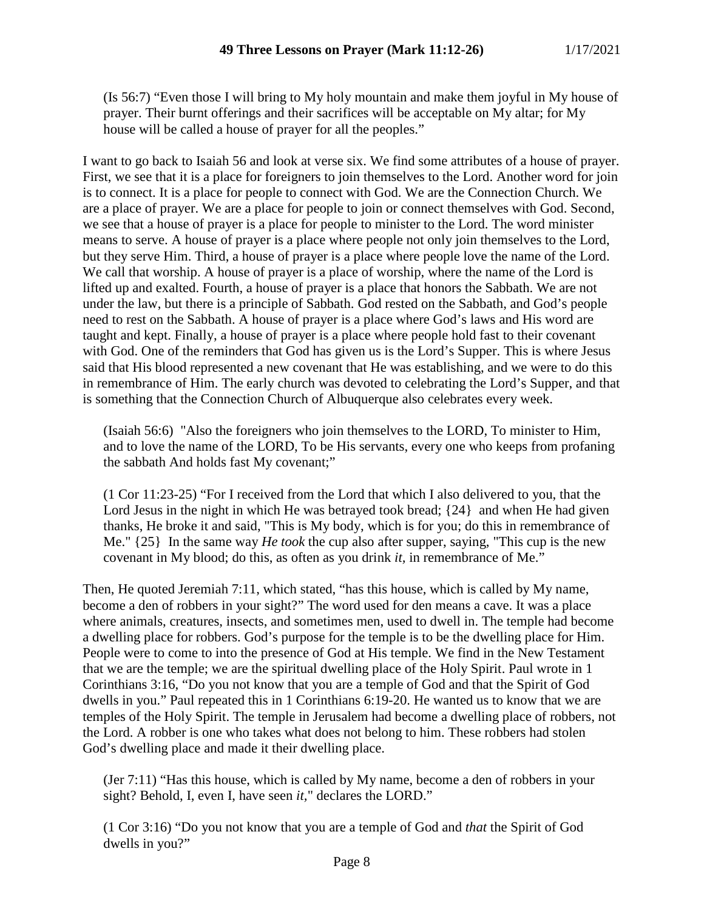(Is 56:7) “Even those I will bring to My holy mountain and make them joyful in My house of prayer. Their burnt offerings and their sacrifices will be acceptable on My altar; for My house will be called a house of prayer for all the peoples.”

I want to go back to Isaiah 56 and look at verse six. We find some attributes of a house of prayer. First, we see that it is a place for foreigners to join themselves to the Lord. Another word for join is to connect. It is a place for people to connect with God. We are the Connection Church. We are a place of prayer. We are a place for people to join or connect themselves with God. Second, we see that a house of prayer is a place for people to minister to the Lord. The word minister means to serve. A house of prayer is a place where people not only join themselves to the Lord, but they serve Him. Third, a house of prayer is a place where people love the name of the Lord. We call that worship. A house of prayer is a place of worship, where the name of the Lord is lifted up and exalted. Fourth, a house of prayer is a place that honors the Sabbath. We are not under the law, but there is a principle of Sabbath. God rested on the Sabbath, and God’s people need to rest on the Sabbath. A house of prayer is a place where God’s laws and His word are taught and kept. Finally, a house of prayer is a place where people hold fast to their covenant with God. One of the reminders that God has given us is the Lord’s Supper. This is where Jesus said that His blood represented a new covenant that He was establishing, and we were to do this in remembrance of Him. The early church was devoted to celebrating the Lord’s Supper, and that is something that the Connection Church of Albuquerque also celebrates every week.

(Isaiah 56:6) "Also the foreigners who join themselves to the LORD, To minister to Him, and to love the name of the LORD, To be His servants, every one who keeps from profaning the sabbath And holds fast My covenant;"

(1 Cor 11:23-25) “For I received from the Lord that which I also delivered to you, that the Lord Jesus in the night in which He was betrayed took bread; {24} and when He had given thanks, He broke it and said, "This is My body, which is for you; do this in remembrance of Me." {25} In the same way *He took* the cup also after supper, saying, "This cup is the new covenant in My blood; do this, as often as you drink *it,* in remembrance of Me.”

Then, He quoted Jeremiah 7:11, which stated, “has this house, which is called by My name, become a den of robbers in your sight?” The word used for den means a cave. It was a place where animals, creatures, insects, and sometimes men, used to dwell in. The temple had become a dwelling place for robbers. God’s purpose for the temple is to be the dwelling place for Him. People were to come to into the presence of God at His temple. We find in the New Testament that we are the temple; we are the spiritual dwelling place of the Holy Spirit. Paul wrote in 1 Corinthians 3:16, “Do you not know that you are a temple of God and that the Spirit of God dwells in you.” Paul repeated this in 1 Corinthians 6:19-20. He wanted us to know that we are temples of the Holy Spirit. The temple in Jerusalem had become a dwelling place of robbers, not the Lord. A robber is one who takes what does not belong to him. These robbers had stolen God’s dwelling place and made it their dwelling place.

(Jer 7:11) “Has this house, which is called by My name, become a den of robbers in your sight? Behold, I, even I, have seen *it*," declares the LORD.”

(1 Cor 3:16) “Do you not know that you are a temple of God and *that* the Spirit of God dwells in you?”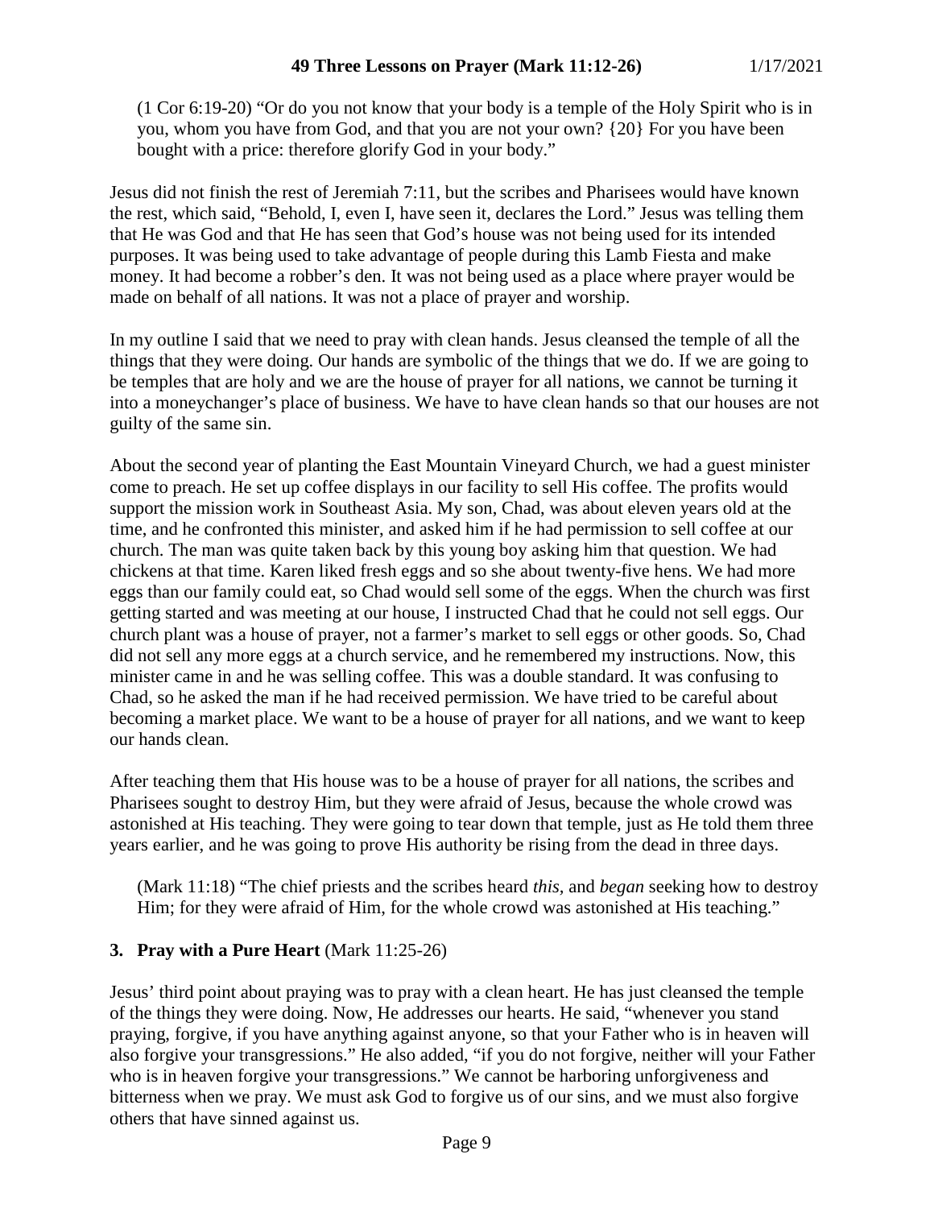(1 Cor 6:19-20) "Or do you not know that your body is a temple of the Holy Spirit who is in you, whom you have from God, and that you are not your own? {20} For you have been bought with a price: therefore glorify God in your body."

Jesus did not finish the rest of Jeremiah 7:11, but the scribes and Pharisees would have known the rest, which said, "Behold, I, even I, have seen it, declares the Lord." Jesus was telling them that He was God and that He has seen that God's house was not being used for its intended purposes. It was being used to take advantage of people during this Lamb Fiesta and make money. It had become a robber's den. It was not being used as a place where prayer would be made on behalf of all nations. It was not a place of prayer and worship.

In my outline I said that we need to pray with clean hands. Jesus cleansed the temple of all the things that they were doing. Our hands are symbolic of the things that we do. If we are going to be temples that are holy and we are the house of prayer for all nations, we cannot be turning it into a moneychanger's place of business. We have to have clean hands so that our houses are not guilty of the same sin.

About the second year of planting the East Mountain Vineyard Church, we had a guest minister come to preach. He set up coffee displays in our facility to sell His coffee. The profits would support the mission work in Southeast Asia. My son, Chad, was about eleven years old at the time, and he confronted this minister, and asked him if he had permission to sell coffee at our church. The man was quite taken back by this young boy asking him that question. We had chickens at that time. Karen liked fresh eggs and so she about twenty-five hens. We had more eggs than our family could eat, so Chad would sell some of the eggs. When the church was first getting started and was meeting at our house, I instructed Chad that he could not sell eggs. Our church plant was a house of prayer, not a farmer's market to sell eggs or other goods. So, Chad did not sell any more eggs at a church service, and he remembered my instructions. Now, this minister came in and he was selling coffee. This was a double standard. It was confusing to Chad, so he asked the man if he had received permission. We have tried to be careful about becoming a market place. We want to be a house of prayer for all nations, and we want to keep our hands clean.

After teaching them that His house was to be a house of prayer for all nations, the scribes and Pharisees sought to destroy Him, but they were afraid of Jesus, because the whole crowd was astonished at His teaching. They were going to tear down that temple, just as He told them three years earlier, and he was going to prove His authority be rising from the dead in three days.

(Mark 11:18) "The chief priests and the scribes heard *this*, and *began* seeking how to destroy Him; for they were afraid of Him, for the whole crowd was astonished at His teaching."

**3. Pray with a Pure Heart** (Mark 11:25-26)

Jesus' third point about praying was to pray with a clean heart. He has just cleansed the temple of the things they were doing. Now, He addresses our hearts. He said, "whenever you stand praying, forgive, if you have anything against anyone, so that your Father who is in heaven will also forgive your transgressions." He also added, "if you do not forgive, neither will your Father who is in heaven forgive your transgressions." We cannot be harboring unforgiveness and bitterness when we pray. We must ask God to forgive us of our sins, and we must also forgive others that have sinned against us.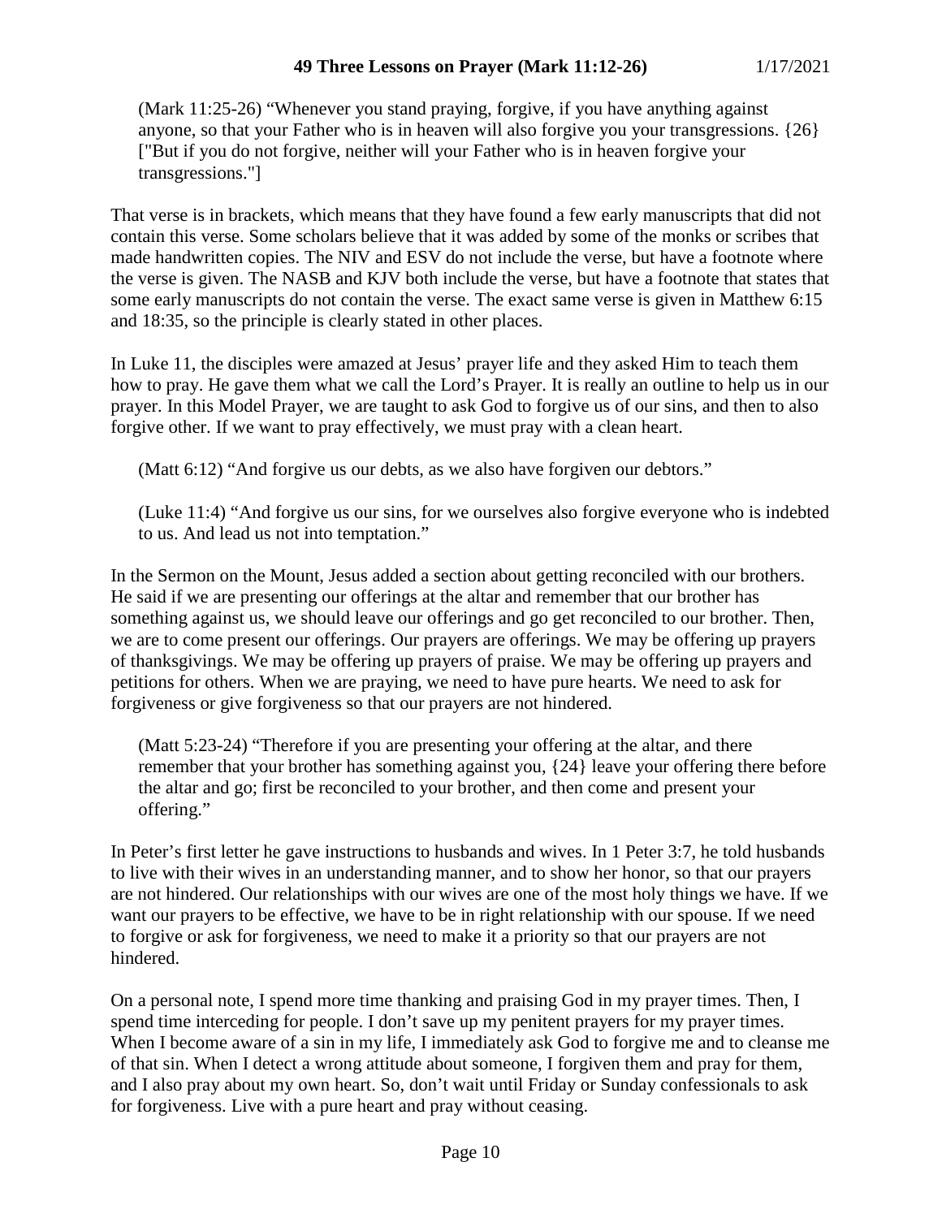> (Mark 11:25-26) "Whenever you stand praying, forgive, if you have anything against anyone, so that your Father who is in heaven will also forgive you your transgressions. {26} ["But if you do not forgive, neither will your Father who is in heaven forgive your transgressions."]

That verse is in brackets, which means that they have found a few early manuscripts that did not contain this verse. Some scholars believe that it was added by some of the monks or scribes that made handwritten copies. The NIV and ESV do not include the verse, but have a footnote where the verse is given. The NASB and KJV both include the verse, but have a footnote that states that some early manuscripts do not contain the verse. The exact same verse is given in Matthew 6:15 and 18:35, so the principle is clearly stated in other places.

In Luke 11, the disciples were amazed at Jesus' prayer life and they asked Him to teach them how to pray. He gave them what we call the Lord's Prayer. It is really an outline to help us in our prayer. In this Model Prayer, we are taught to ask God to forgive us of our sins, and then to also forgive other. If we want to pray effectively, we must pray with a clean heart.

> (Matt 6:12) "And forgive us our debts, as we also have forgiven our debtors."

> (Luke 11:4) "And forgive us our sins, for we ourselves also forgive everyone who is indebted to us. And lead us not into temptation."

In the Sermon on the Mount, Jesus added a section about getting reconciled with our brothers. He said if we are presenting our offerings at the altar and remember that our brother has something against us, we should leave our offerings and go get reconciled to our brother. Then, we are to come present our offerings. Our prayers are offerings. We may be offering up prayers of thanksgivings. We may be offering up prayers of praise. We may be offering up prayers and petitions for others. When we are praying, we need to have pure hearts. We need to ask for forgiveness or give forgiveness so that our prayers are not hindered.

> (Matt 5:23-24) "Therefore if you are presenting your offering at the altar, and there remember that your brother has something against you, {24} leave your offering there before the altar and go; first be reconciled to your brother, and then come and present your offering."

In Peter's first letter he gave instructions to husbands and wives. In 1 Peter 3:7, he told husbands to live with their wives in an understanding manner, and to show her honor, so that our prayers are not hindered. Our relationships with our wives are one of the most holy things we have. If we want our prayers to be effective, we have to be in right relationship with our spouse. If we need to forgive or ask for forgiveness, we need to make it a priority so that our prayers are not hindered.

On a personal note, I spend more time thanking and praising God in my prayer times. Then, I spend time interceding for people. I don't save up my penitent prayers for my prayer times. When I become aware of a sin in my life, I immediately ask God to forgive me and to cleanse me of that sin. When I detect a wrong attitude about someone, I forgiven them and pray for them, and I also pray about my own heart. So, don't wait until Friday or Sunday confessionals to ask for forgiveness. Live with a pure heart and pray without ceasing.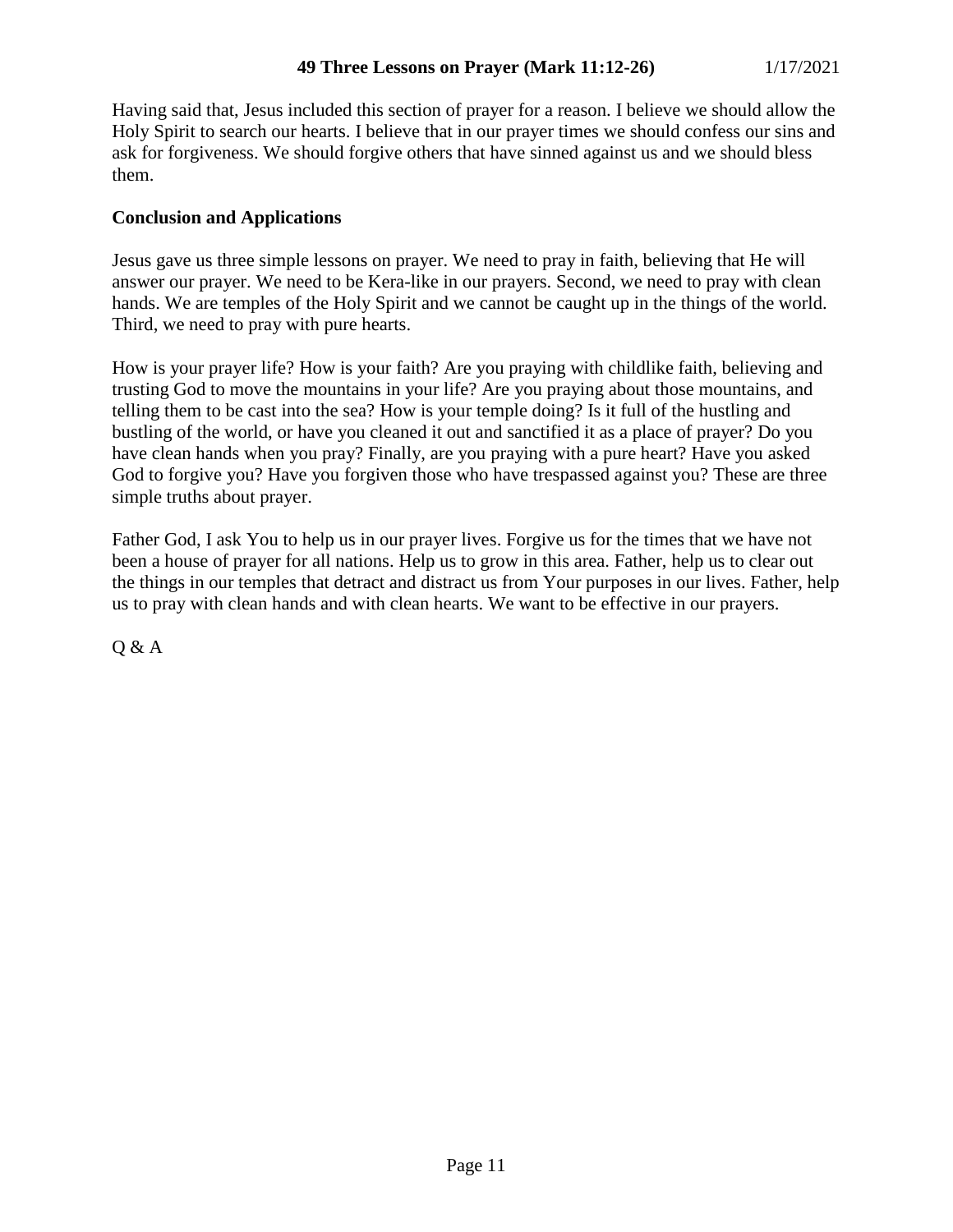Having said that, Jesus included this section of prayer for a reason. I believe we should allow the Holy Spirit to search our hearts. I believe that in our prayer times we should confess our sins and ask for forgiveness. We should forgive others that have sinned against us and we should bless them.

**Conclusion and Applications**

Jesus gave us three simple lessons on prayer. We need to pray in faith, believing that He will answer our prayer. We need to be Kera-like in our prayers. Second, we need to pray with clean hands. We are temples of the Holy Spirit and we cannot be caught up in the things of the world. Third, we need to pray with pure hearts.

How is your prayer life? How is your faith? Are you praying with childlike faith, believing and trusting God to move the mountains in your life? Are you praying about those mountains, and telling them to be cast into the sea? How is your temple doing? Is it full of the hustling and bustling of the world, or have you cleaned it out and sanctified it as a place of prayer? Do you have clean hands when you pray? Finally, are you praying with a pure heart? Have you asked God to forgive you? Have you forgiven those who have trespassed against you? These are three simple truths about prayer.

Father God, I ask You to help us in our prayer lives. Forgive us for the times that we have not been a house of prayer for all nations. Help us to grow in this area. Father, help us to clear out the things in our temples that detract and distract us from Your purposes in our lives. Father, help us to pray with clean hands and with clean hearts. We want to be effective in our prayers.

Q & A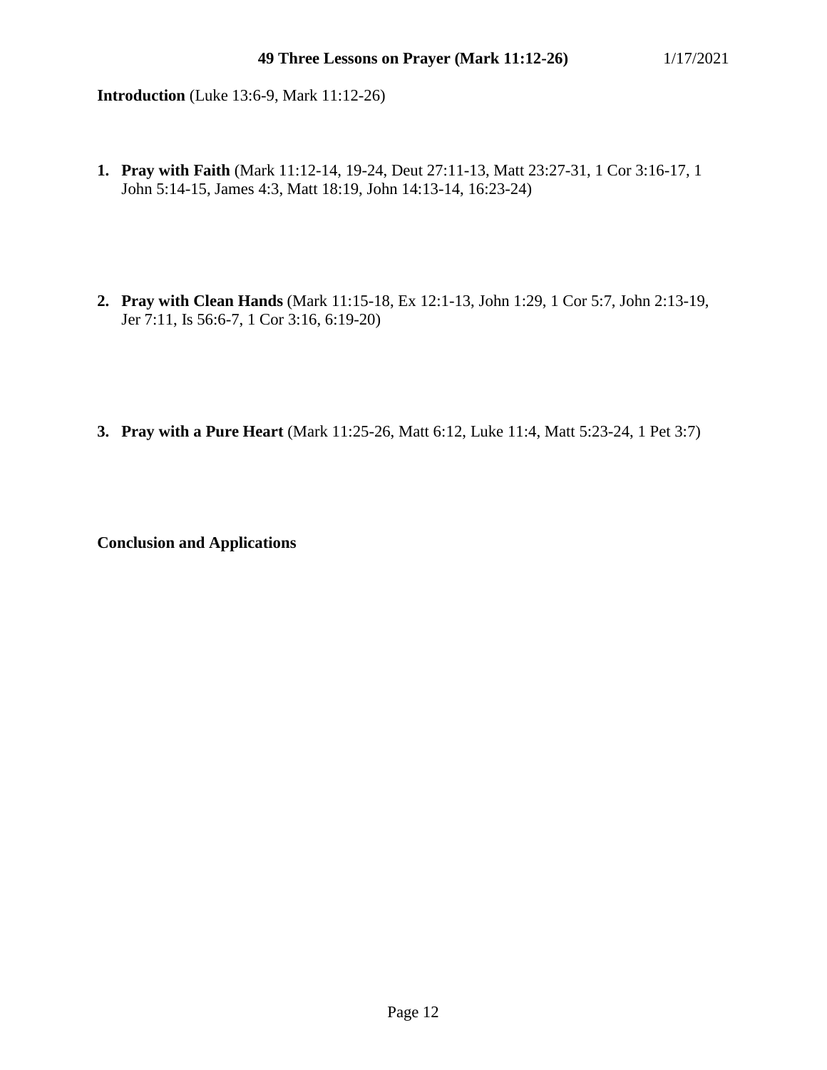# 49 Three Lessons on Prayer (Mark 11:12-26) 1/17/2021

**Introduction** (Luke 13:6-9, Mark 11:12-26)

1. **Pray with Faith** (Mark 11:12-14, 19-24, Deut 27:11-13, Matt 23:27-31, 1 Cor 3:16-17, 1 John 5:14-15, James 4:3, Matt 18:19, John 14:13-14, 16:23-24)

2. **Pray with Clean Hands** (Mark 11:15-18, Ex 12:1-13, John 1:29, 1 Cor 5:7, John 2:13-19, Jer 7:11, Is 56:6-7, 1 Cor 3:16, 6:19-20)

3. **Pray with a Pure Heart** (Mark 11:25-26, Matt 6:12, Luke 11:4, Matt 5:23-24, 1 Pet 3:7)

**Conclusion and Applications**